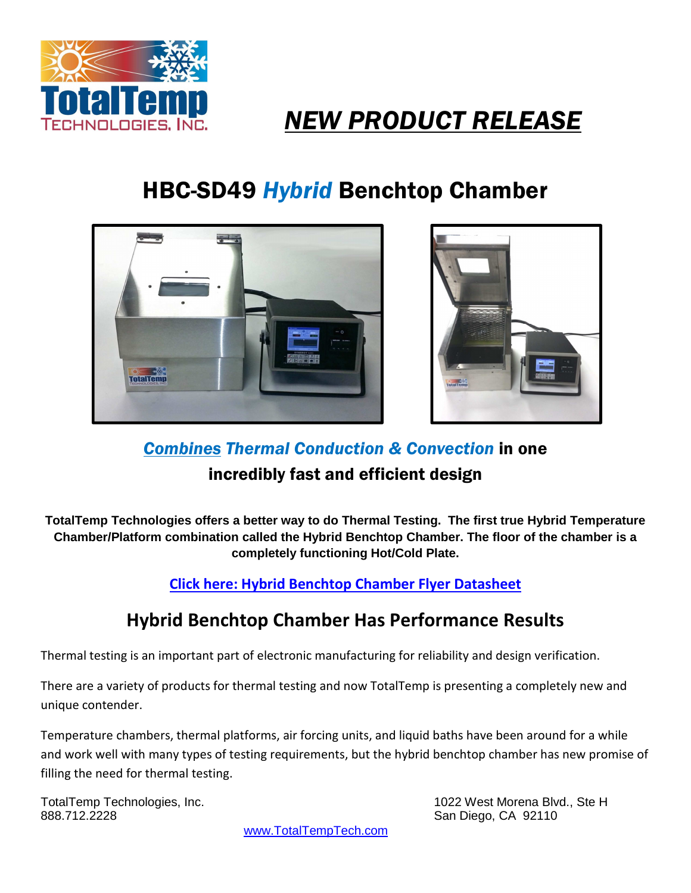# *NEW PRODUCT RELEASE*

## HBC-SD49 *Hybrid* Benchtop Chamber

***Combines Thermal Conduction & Convection*** **in one incredibly fast and efficient design**

**TotalTemp Technologies offers a better way to do Thermal Testing. The first true Hybrid Temperature Chamber/Platform combination called the Hybrid Benchtop Chamber. The floor of the chamber is a completely functioning Hot/Cold Plate.**

**Click here: Hybrid Benchtop Chamber Flyer Datasheet**

## Hybrid Benchtop Chamber Has Performance Results

Thermal testing is an important part of electronic manufacturing for reliability and design verification.

There are a variety of products for thermal testing and now TotalTemp is presenting a completely new and unique contender.

Temperature chambers, thermal platforms, air forcing units, and liquid baths have been around for a while and work well with many types of testing requirements, but the hybrid benchtop chamber has new promise of filling the need for thermal testing.

TotalTemp Technologies, Inc.
888.712.2228

1022 West Morena Blvd., Ste H
San Diego, CA 92110

www.TotalTempTech.com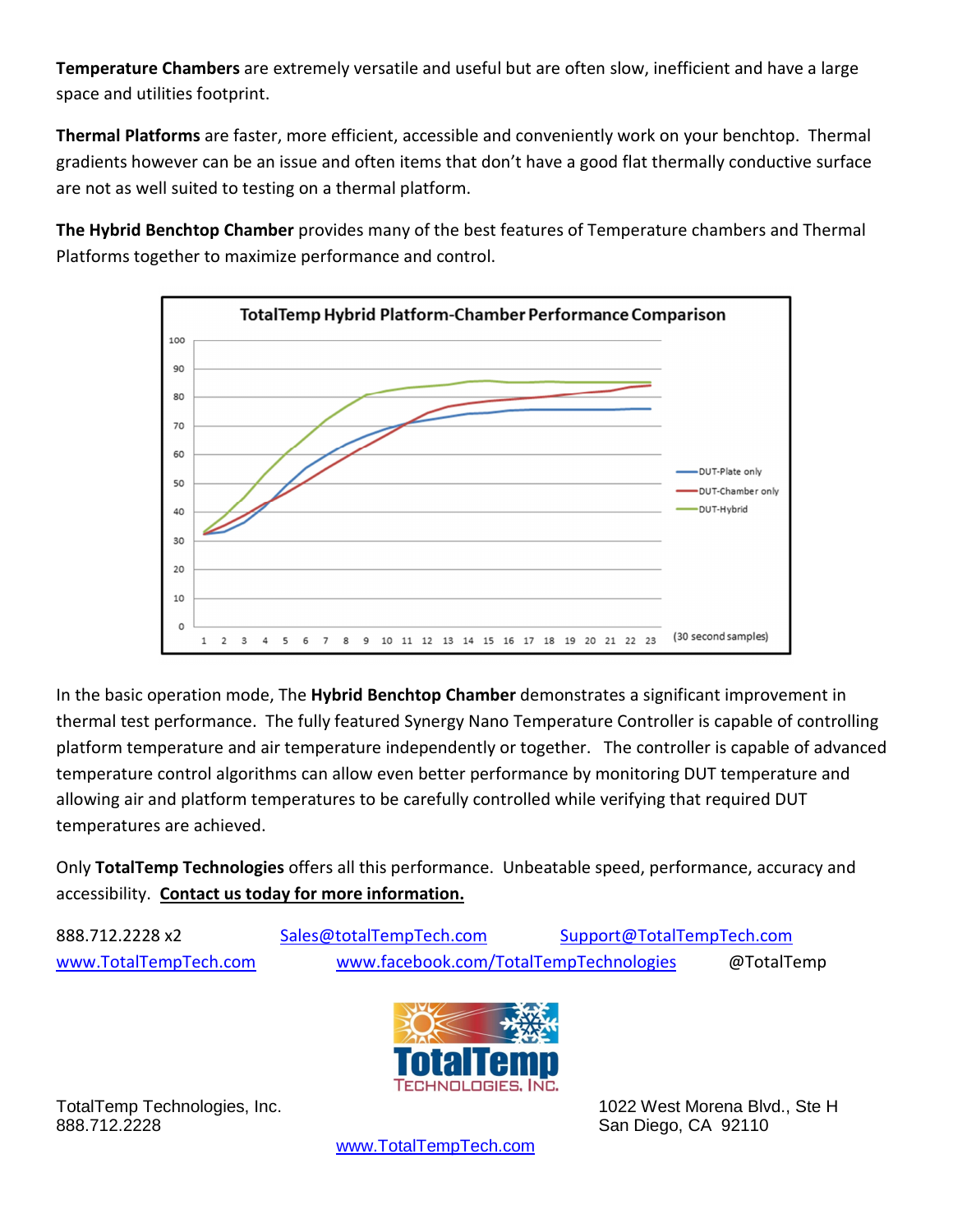**Temperature Chambers** are extremely versatile and useful but are often slow, inefficient and have a large space and utilities footprint.

**Thermal Platforms** are faster, more efficient, accessible and conveniently work on your benchtop. Thermal gradients however can be an issue and often items that don't have a good flat thermally conductive surface are not as well suited to testing on a thermal platform.

**The Hybrid Benchtop Chamber** provides many of the best features of Temperature chambers and Thermal Platforms together to maximize performance and control.

TotalTemp Hybrid Platform-Chamber Performance Comparison

100
90
80
70
60
50
40
30
20
10
0

1 2 3 4 5 6 7 8 9 10 11 12 13 14 15 16 17 18 19 20 21 22 23

(30 second samples)

DUT-Plate only
DUT-Chamber only
DUT-Hybrid

In the basic operation mode, The **Hybrid Benchtop Chamber** demonstrates a significant improvement in thermal test performance. The fully featured Synergy Nano Temperature Controller is capable of controlling platform temperature and air temperature independently or together. The controller is capable of advanced temperature control algorithms can allow even better performance by monitoring DUT temperature and allowing air and platform temperatures to be carefully controlled while verifying that required DUT temperatures are achieved.

Only **TotalTemp Technologies** offers all this performance. Unbeatable speed, performance, accuracy and accessibility. **Contact us today for more information.**

888.712.2228 x2 Sales@totalTempTech.com Support@TotalTempTech.com
www.TotalTempTech.com www.facebook.com/TotalTempTechnologies @TotalTemp

TotalTemp Technologies, Inc.
888.712.2228

1022 West Morena Blvd., Ste H
San Diego, CA 92110

www.TotalTempTech.com